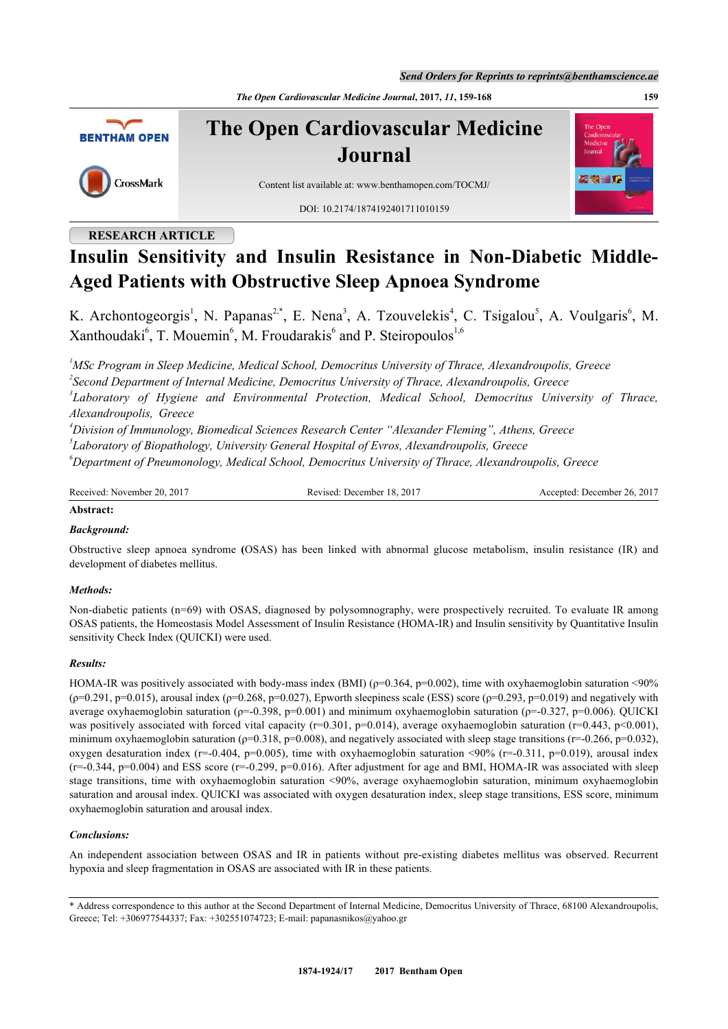RESEARCH ARTICLE

# Insulin Sensitivity and Insulin Resistance in Non-Diabetic Middle-Aged Patients with Obstructive Sleep Apnoea Syndrome

K. Archontogeorgis[1], N. Papanas[2,*], E. Nena[3], A. Tzouvelekis[4], C. Tsigalou[5], A. Voulgaris[6], M. Xanthoudaki[6], T. Mouemin[6], M. Froudarakis[6] and P. Steiropoulos[1,6]

*[1]MSc Program in Sleep Medicine, Medical School, Democritus University of Thrace, Alexandroupolis, Greece*
*[2]Second Department of Internal Medicine, Democritus University of Thrace, Alexandroupolis, Greece*
*[3]Laboratory of Hygiene and Environmental Protection, Medical School, Democritus University of Thrace, Alexandroupolis, Greece*
*[4]Division of Immunology, Biomedical Sciences Research Center "Alexander Fleming", Athens, Greece*
*[5]Laboratory of Biopathology, University General Hospital of Evros, Alexandroupolis, Greece*
*[6]Department of Pneumonology, Medical School, Democritus University of Thrace, Alexandroupolis, Greece*

Received: November 20, 2017 Revised: December 18, 2017 Accepted: December 26, 2017

**Abstract:**

***Background:***

Obstructive sleep apnoea syndrome **(**OSAS) has been linked with abnormal glucose metabolism, insulin resistance (IR) and development of diabetes mellitus.

***Methods:***

Non-diabetic patients (n=69) with OSAS, diagnosed by polysomnography, were prospectively recruited. To evaluate IR among OSAS patients, the Homeostasis Model Assessment of Insulin Resistance (HOMA-IR) and Insulin sensitivity by Quantitative Insulin sensitivity Check Index (QUICKI) were used.

***Results:***

HOMA-IR was positively associated with body-mass index (BMI) ($\rho$=0.364, p=0.002), time with oxyhaemoglobin saturation <90% ($\rho$=0.291, p=0.015), arousal index ($\rho$=0.268, p=0.027), Epworth sleepiness scale (ESS) score ($\rho$=0.293, p=0.019) and negatively with average oxyhaemoglobin saturation ($\rho$=-0.398, p=0.001) and minimum oxyhaemoglobin saturation ($\rho$=-0.327, p=0.006). QUICKI was positively associated with forced vital capacity (r=0.301, p=0.014), average oxyhaemoglobin saturation (r=0.443, p<0.001), minimum oxyhaemoglobin saturation ($\rho$=0.318, p=0.008), and negatively associated with sleep stage transitions (r=-0.266, p=0.032), oxygen desaturation index (r=-0.404, p=0.005), time with oxyhaemoglobin saturation <90% (r=-0.311, p=0.019), arousal index (r=-0.344, p=0.004) and ESS score (r=-0.299, p=0.016). After adjustment for age and BMI, HOMA-IR was associated with sleep stage transitions, time with oxyhaemoglobin saturation <90%, average oxyhaemoglobin saturation, minimum oxyhaemoglobin saturation and arousal index. QUICKI was associated with oxygen desaturation index, sleep stage transitions, ESS score, minimum oxyhaemoglobin saturation and arousal index.

***Conclusions:***

An independent association between OSAS and IR in patients without pre-existing diabetes mellitus was observed. Recurrent hypoxia and sleep fragmentation in OSAS are associated with IR in these patients.

* Address correspondence to this author at the Second Department of Internal Medicine, Democritus University of Thrace, 68100 Alexandroupolis, Greece; Tel: +306977544337; Fax: +302551074723; E-mail: papanasnikos@yahoo.gr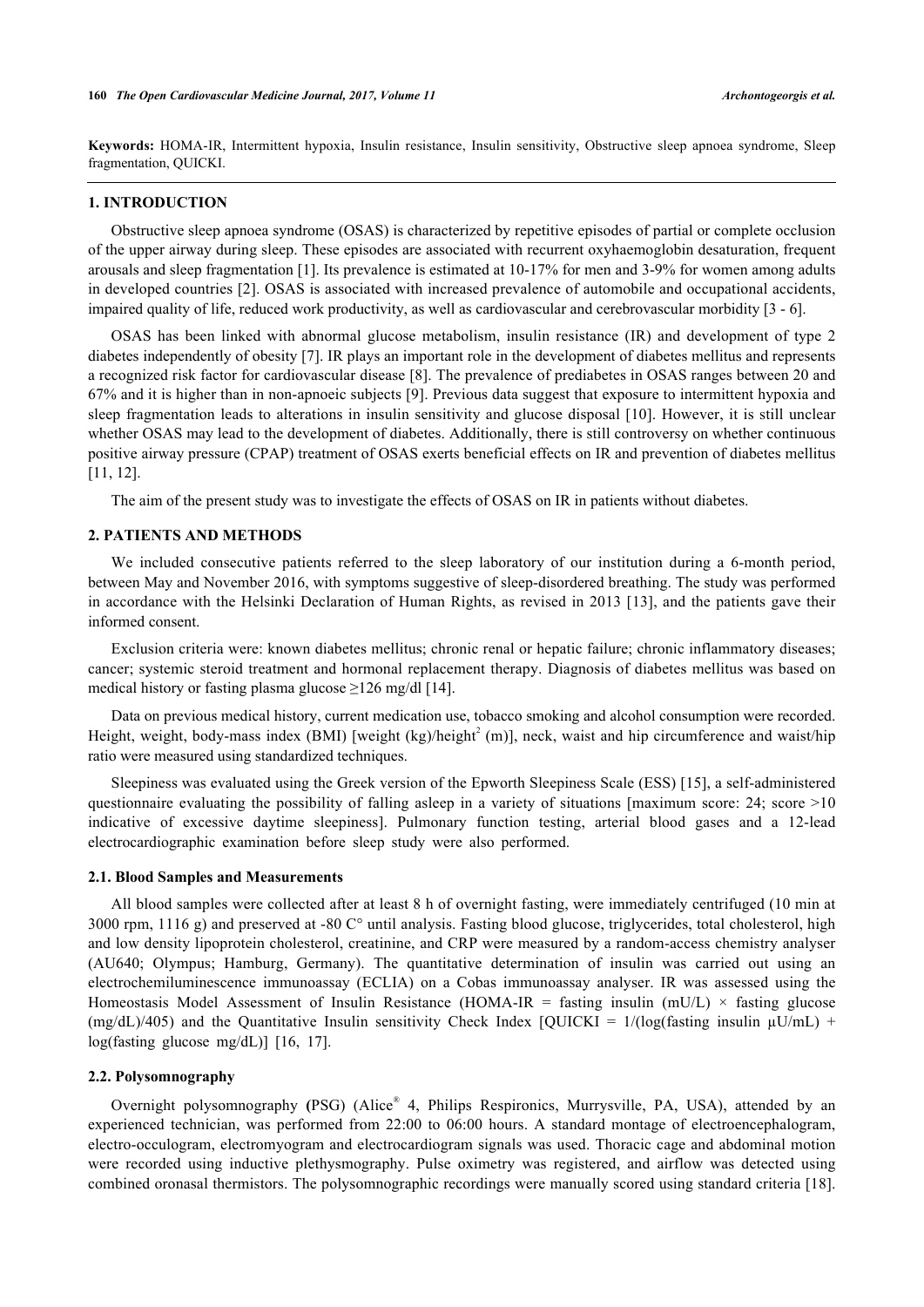**Keywords:** HOMA-IR, Intermittent hypoxia, Insulin resistance, Insulin sensitivity, Obstructive sleep apnoea syndrome, Sleep fragmentation, QUICKI.

## 1. INTRODUCTION

Obstructive sleep apnoea syndrome (OSAS) is characterized by repetitive episodes of partial or complete occlusion of the upper airway during sleep. These episodes are associated with recurrent oxyhaemoglobin desaturation, frequent arousals and sleep fragmentation [1]. Its prevalence is estimated at 10-17% for men and 3-9% for women among adults in developed countries [2]. OSAS is associated with increased prevalence of automobile and occupational accidents, impaired quality of life, reduced work productivity, as well as cardiovascular and cerebrovascular morbidity [3 - 6].

OSAS has been linked with abnormal glucose metabolism, insulin resistance (IR) and development of type 2 diabetes independently of obesity [7]. IR plays an important role in the development of diabetes mellitus and represents a recognized risk factor for cardiovascular disease [8]. The prevalence of prediabetes in OSAS ranges between 20 and 67% and it is higher than in non-apnoeic subjects [9]. Previous data suggest that exposure to intermittent hypoxia and sleep fragmentation leads to alterations in insulin sensitivity and glucose disposal [10]. However, it is still unclear whether OSAS may lead to the development of diabetes. Additionally, there is still controversy on whether continuous positive airway pressure (CPAP) treatment of OSAS exerts beneficial effects on IR and prevention of diabetes mellitus [11, 12].

The aim of the present study was to investigate the effects of OSAS on IR in patients without diabetes.

## 2. PATIENTS AND METHODS

We included consecutive patients referred to the sleep laboratory of our institution during a 6-month period, between May and November 2016, with symptoms suggestive of sleep-disordered breathing. The study was performed in accordance with the Helsinki Declaration of Human Rights, as revised in 2013 [13], and the patients gave their informed consent.

Exclusion criteria were: known diabetes mellitus; chronic renal or hepatic failure; chronic inflammatory diseases; cancer; systemic steroid treatment and hormonal replacement therapy. Diagnosis of diabetes mellitus was based on medical history or fasting plasma glucose ≥126 mg/dl [14].

Data on previous medical history, current medication use, tobacco smoking and alcohol consumption were recorded. Height, weight, body-mass index (BMI) [weight (kg)/height$^2$ (m)], neck, waist and hip circumference and waist/hip ratio were measured using standardized techniques.

Sleepiness was evaluated using the Greek version of the Epworth Sleepiness Scale (ESS) [15], a self-administered questionnaire evaluating the possibility of falling asleep in a variety of situations [maximum score: 24; score >10 indicative of excessive daytime sleepiness]. Pulmonary function testing, arterial blood gases and a 12-lead electrocardiographic examination before sleep study were also performed.

### 2.1. Blood Samples and Measurements

All blood samples were collected after at least 8 h of overnight fasting, were immediately centrifuged (10 min at 3000 rpm, 1116 g) and preserved at -80 C° until analysis. Fasting blood glucose, triglycerides, total cholesterol, high and low density lipoprotein cholesterol, creatinine, and CRP were measured by a random-access chemistry analyser (AU640; Olympus; Hamburg, Germany). The quantitative determination of insulin was carried out using an electrochemiluminescence immunoassay (ECLIA) on a Cobas immunoassay analyser. IR was assessed using the Homeostasis Model Assessment of Insulin Resistance (HOMA-IR = fasting insulin (mU/L) × fasting glucose (mg/dL)/405) and the Quantitative Insulin sensitivity Check Index [QUICKI = 1/(log(fasting insulin μU/mL) + log(fasting glucose mg/dL)] [16, 17].

### 2.2. Polysomnography

Overnight polysomnography (PSG) (Alice® 4, Philips Respironics, Murrysville, PA, USA), attended by an experienced technician, was performed from 22:00 to 06:00 hours. A standard montage of electroencephalogram, electro-occulogram, electromyogram and electrocardiogram signals was used. Thoracic cage and abdominal motion were recorded using inductive plethysmography. Pulse oximetry was registered, and airflow was detected using combined oronasal thermistors. The polysomnographic recordings were manually scored using standard criteria [18].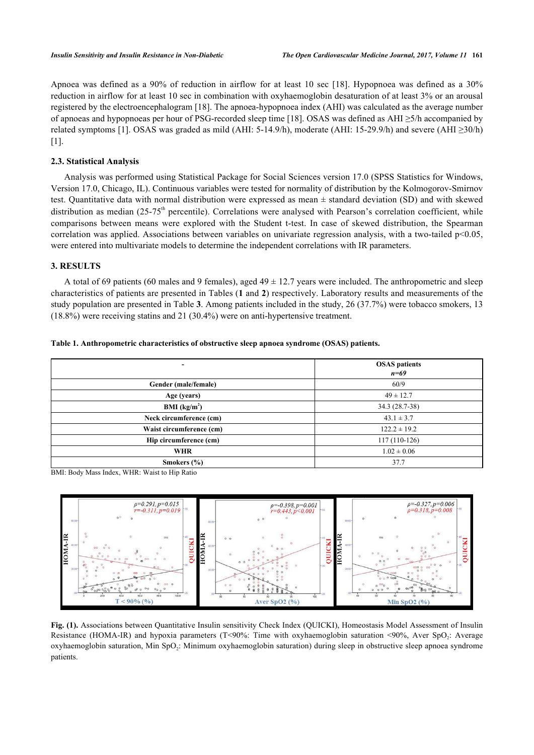Apnoea was defined as a 90% of reduction in airflow for at least 10 sec [18]. Hypopnoea was defined as a 30% reduction in airflow for at least 10 sec in combination with oxyhaemoglobin desaturation of at least 3% or an arousal registered by the electroencephalogram [18]. The apnoea-hypopnoea index (AHI) was calculated as the average number of apnoeas and hypopnoeas per hour of PSG-recorded sleep time [18]. OSAS was defined as AHI ≥5/h accompanied by related symptoms [1]. OSAS was graded as mild (AHI: 5-14.9/h), moderate (AHI: 15-29.9/h) and severe (AHI ≥30/h) [1].

### 2.3. Statistical Analysis

Analysis was performed using Statistical Package for Social Sciences version 17.0 (SPSS Statistics for Windows, Version 17.0, Chicago, IL). Continuous variables were tested for normality of distribution by the Kolmogorov-Smirnov test. Quantitative data with normal distribution were expressed as mean ± standard deviation (SD) and with skewed distribution as median (25-75$^{th}$ percentile). Correlations were analysed with Pearson's correlation coefficient, while comparisons between means were explored with the Student t-test. In case of skewed distribution, the Spearman correlation was applied. Associations between variables on univariate regression analysis, with a two-tailed $p<0.05$, were entered into multivariate models to determine the independent correlations with IR parameters.

## 3. RESULTS

A total of 69 patients (60 males and 9 females), aged 49 ± 12.7 years were included. The anthropometric and sleep characteristics of patients are presented in Tables (**1** and **2**) respectively. Laboratory results and measurements of the study population are presented in Table **3**. Among patients included in the study, 26 (37.7%) were tobacco smokers, 13 (18.8%) were receiving statins and 21 (30.4%) were on anti-hypertensive treatment.

**Table 1. Anthropometric characteristics of obstructive sleep apnoea syndrome (OSAS) patients.**

| - | OSAS patients *n=69* |
|---|---|
| **Gender (male/female)** | 60/9 |
| **Age (years)** | 49 ± 12.7 |
| **BMI (kg/m$^2$)** | 34.3 (28.7-38) |
| **Neck circumference (cm)** | 43.1 ± 3.7 |
| **Waist circumference (cm)** | 122.2 ± 19.2 |
| **Hip circumference (cm)** | 117 (110-126) |
| **WHR** | 1.02 ± 0.06 |
| **Smokers (%)** | 37.7 |

BMI: Body Mass Index, WHR: Waist to Hip Ratio

ρ=0.291, p=0.015
r=-0.311, p=0.019
HOMA-IR
QUICKI
T < 90% (%)

ρ=-0.398, p=0.001
r=0.443, p<0.001
HOMA-IR
QUICKI
Aver SpO2 (%)

ρ=-0.327, p=0.006
ρ=0.318, p=0.008
HOMA-IR
QUICKI
Min SpO2 (%)

**Fig. (1).** Associations between Quantitative Insulin sensitivity Check Index (QUICKI), Homeostasis Model Assessment of Insulin Resistance (HOMA-IR) and hypoxia parameters (T<90%: Time with oxyhaemoglobin saturation <90%, Aver $SpO_2$: Average oxyhaemoglobin saturation, Min $SpO_2$: Minimum oxyhaemoglobin saturation) during sleep in obstructive sleep apnoea syndrome patients.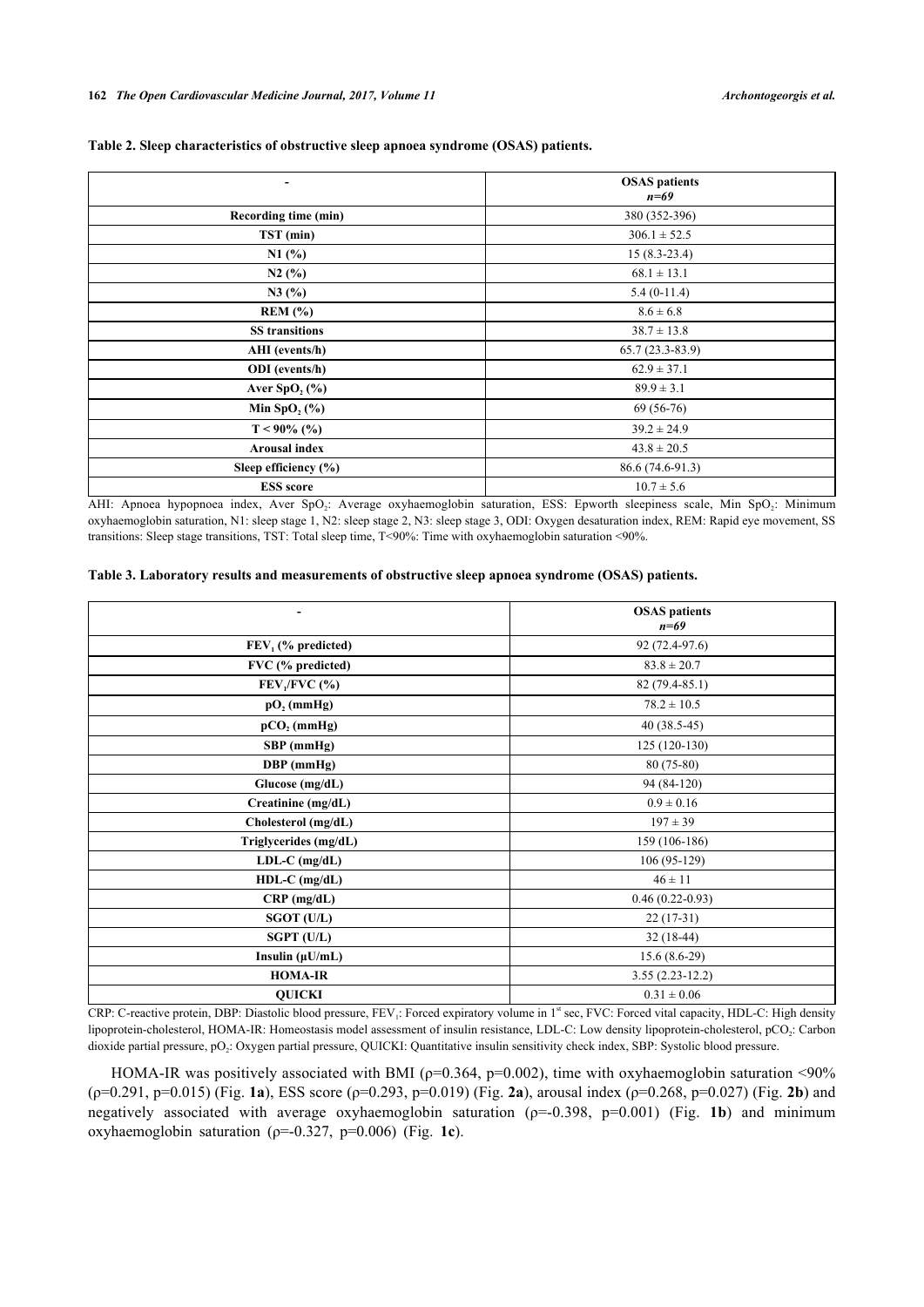**Table 2. Sleep characteristics of obstructive sleep apnoea syndrome (OSAS) patients.**

| - | OSAS patients *n=69* |
|---|---|
| **Recording time (min)** | 380 (352-396) |
| **TST (min)** | 306.1 ± 52.5 |
| **N1 (%)** | 15 (8.3-23.4) |
| **N2 (%)** | 68.1 ± 13.1 |
| **N3 (%)** | 5.4 (0-11.4) |
| **REM (%)** | 8.6 ± 6.8 |
| **SS transitions** | 38.7 ± 13.8 |
| **AHI (events/h)** | 65.7 (23.3-83.9) |
| **ODI (events/h)** | 62.9 ± 37.1 |
| **Aver $SpO_2$ (%)** | 89.9 ± 3.1 |
| **Min $SpO_2$ (%)** | 69 (56-76) |
| **T < 90% (%)** | 39.2 ± 24.9 |
| **Arousal index** | 43.8 ± 20.5 |
| **Sleep efficiency (%)** | 86.6 (74.6-91.3) |
| **ESS score** | 10.7 ± 5.6 |

AHI: Apnoea hypopnoea index, Aver $SpO_2$: Average oxyhaemoglobin saturation, ESS: Epworth sleepiness scale, Min $SpO_2$: Minimum oxyhaemoglobin saturation, N1: sleep stage 1, N2: sleep stage 2, N3: sleep stage 3, ODI: Oxygen desaturation index, REM: Rapid eye movement, SS transitions: Sleep stage transitions, TST: Total sleep time, T<90%: Time with oxyhaemoglobin saturation <90%.

**Table 3. Laboratory results and measurements of obstructive sleep apnoea syndrome (OSAS) patients.**

| - | OSAS patients *n=69* |
|---|---|
| **$FEV_1$ (% predicted)** | 92 (72.4-97.6) |
| **FVC (% predicted)** | 83.8 ± 20.7 |
| **$FEV_1$/FVC (%)** | 82 (79.4-85.1) |
| **$pO_2$ (mmHg)** | 78.2 ± 10.5 |
| **$pCO_2$ (mmHg)** | 40 (38.5-45) |
| **SBP (mmHg)** | 125 (120-130) |
| **DBP (mmHg)** | 80 (75-80) |
| **Glucose (mg/dL)** | 94 (84-120) |
| **Creatinine (mg/dL)** | 0.9 ± 0.16 |
| **Cholesterol (mg/dL)** | 197 ± 39 |
| **Triglycerides (mg/dL)** | 159 (106-186) |
| **LDL-C (mg/dL)** | 106 (95-129) |
| **HDL-C (mg/dL)** | 46 ± 11 |
| **CRP (mg/dL)** | 0.46 (0.22-0.93) |
| **SGOT (U/L)** | 22 (17-31) |
| **SGPT (U/L)** | 32 (18-44) |
| **Insulin (μU/mL)** | 15.6 (8.6-29) |
| **HOMA-IR** | 3.55 (2.23-12.2) |
| **QUICKI** | 0.31 ± 0.06 |

CRP: C-reactive protein, DBP: Diastolic blood pressure, $FEV_1$: Forced expiratory volume in 1st sec, FVC: Forced vital capacity, HDL-C: High density lipoprotein-cholesterol, HOMA-IR: Homeostasis model assessment of insulin resistance, LDL-C: Low density lipoprotein-cholesterol, $pCO_2$: Carbon dioxide partial pressure, $pO_2$: Oxygen partial pressure, QUICKI: Quantitative insulin sensitivity check index, SBP: Systolic blood pressure.

HOMA-IR was positively associated with BMI ($\rho=0.364$, $p=0.002$), time with oxyhaemoglobin saturation <90% ($\rho=0.291$, $p=0.015$) (Fig. **1a**), ESS score ($\rho=0.293$, $p=0.019$) (Fig. **2a**), arousal index ($\rho=0.268$, $p=0.027$) (Fig. **2b**) and negatively associated with average oxyhaemoglobin saturation ($\rho=-0.398$, $p=0.001$) (Fig. **1b**) and minimum oxyhaemoglobin saturation ($\rho=-0.327$, $p=0.006$) (Fig. **1c**).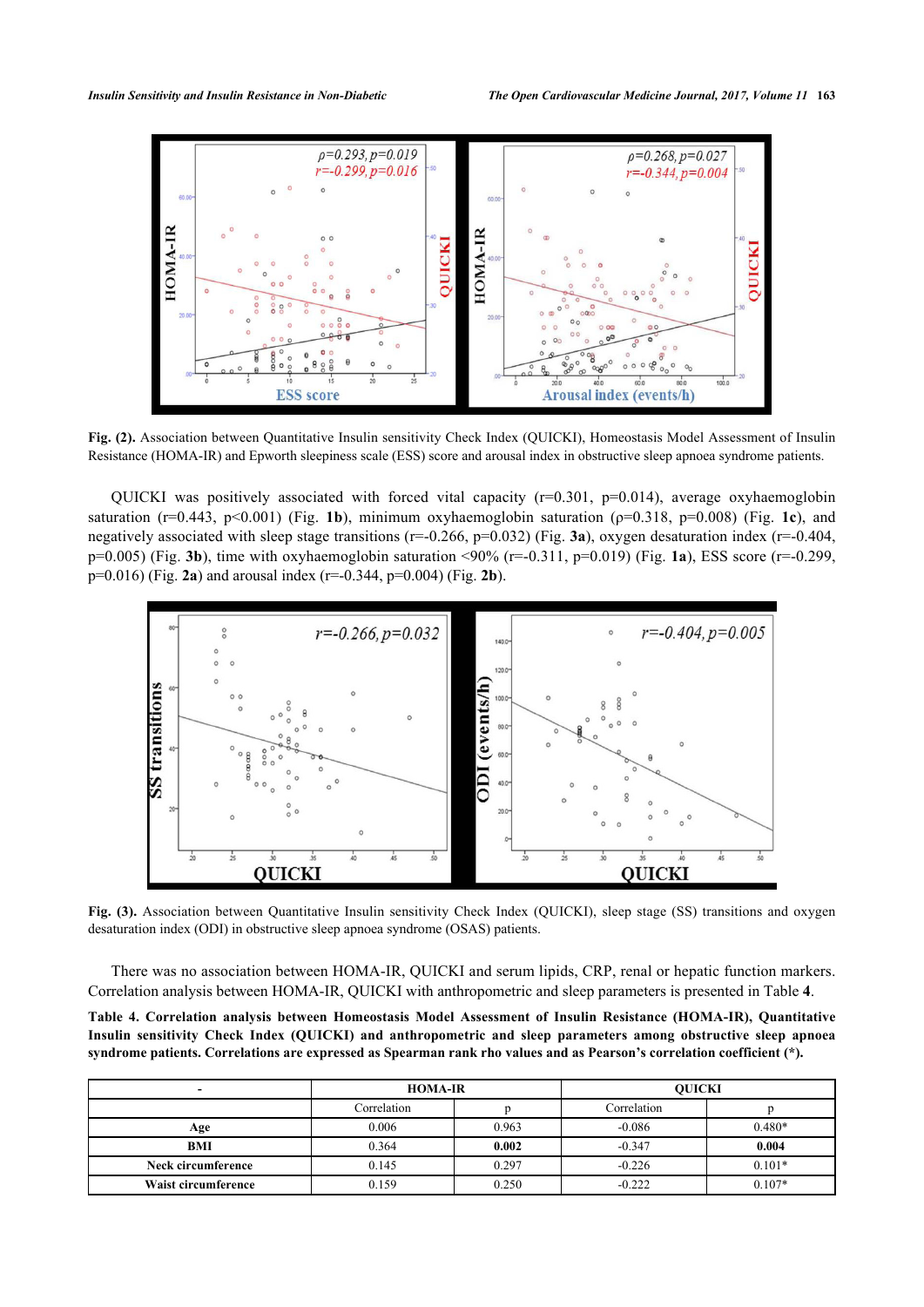**Fig. (2).** Association between Quantitative Insulin sensitivity Check Index (QUICKI), Homeostasis Model Assessment of Insulin Resistance (HOMA-IR) and Epworth sleepiness scale (ESS) score and arousal index in obstructive sleep apnoea syndrome patients.

QUICKI was positively associated with forced vital capacity (r=0.301, p=0.014), average oxyhaemoglobin saturation (r=0.443, p<0.001) (Fig. **1b**), minimum oxyhaemoglobin saturation (ρ=0.318, p=0.008) (Fig. **1c**), and negatively associated with sleep stage transitions (r=-0.266, p=0.032) (Fig. **3a**), oxygen desaturation index (r=-0.404, p=0.005) (Fig. **3b**), time with oxyhaemoglobin saturation <90% (r=-0.311, p=0.019) (Fig. **1a**), ESS score (r=-0.299, p=0.016) (Fig. **2a**) and arousal index (r=-0.344, p=0.004) (Fig. **2b**).

**Fig. (3).** Association between Quantitative Insulin sensitivity Check Index (QUICKI), sleep stage (SS) transitions and oxygen desaturation index (ODI) in obstructive sleep apnoea syndrome (OSAS) patients.

There was no association between HOMA-IR, QUICKI and serum lipids, CRP, renal or hepatic function markers. Correlation analysis between HOMA-IR, QUICKI with anthropometric and sleep parameters is presented in Table **4**.

**Table 4. Correlation analysis between Homeostasis Model Assessment of Insulin Resistance (HOMA-IR), Quantitative Insulin sensitivity Check Index (QUICKI) and anthropometric and sleep parameters among obstructive sleep apnoea syndrome patients. Correlations are expressed as Spearman rank rho values and as Pearson's correlation coefficient (\*).**

| - | HOMA-IR | | QUICKI | |
|---|---|---|---|---|
| | Correlation | p | Correlation | p |
| **Age** | 0.006 | 0.963 | -0.086 | 0.480* |
| **BMI** | 0.364 | **0.002** | -0.347 | **0.004** |
| **Neck circumference** | 0.145 | 0.297 | -0.226 | 0.101* |
| **Waist circumference** | 0.159 | 0.250 | -0.222 | 0.107* |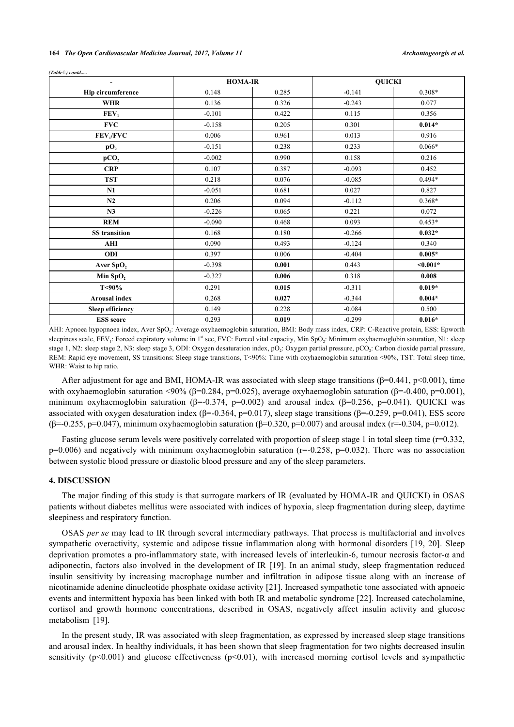*(Table ) contd.....*

| - | HOMA-IR | | QUICKI | |
|---|---|---|---|---|
| **Hip circumference** | 0.148 | 0.285 | -0.141 | 0.308* |
| **WHR** | 0.136 | 0.326 | -0.243 | 0.077 |
| **$FEV_1$** | -0.101 | 0.422 | 0.115 | 0.356 |
| **FVC** | -0.158 | 0.205 | 0.301 | **0.014*** |
| **$FEV_1$/FVC** | 0.006 | 0.961 | 0.013 | 0.916 |
| **$pO_2$** | -0.151 | 0.238 | 0.233 | 0.066* |
| **$pCO_2$** | -0.002 | 0.990 | 0.158 | 0.216 |
| **CRP** | 0.107 | 0.387 | -0.093 | 0.452 |
| **TST** | 0.218 | 0.076 | -0.085 | 0.494* |
| **N1** | -0.051 | 0.681 | 0.027 | 0.827 |
| **N2** | 0.206 | 0.094 | -0.112 | 0.368* |
| **N3** | -0.226 | 0.065 | 0.221 | 0.072 |
| **REM** | -0.090 | 0.468 | 0.093 | 0.453* |
| **SS transition** | 0.168 | 0.180 | -0.266 | **0.032*** |
| **AHI** | 0.090 | 0.493 | -0.124 | 0.340 |
| **ODI** | 0.397 | 0.006 | -0.404 | **0.005*** |
| **Aver $SpO_2$** | -0.398 | **0.001** | 0.443 | **<0.001*** |
| **Min $SpO_2$** | -0.327 | **0.006** | 0.318 | **0.008** |
| **T<90%** | 0.291 | **0.015** | -0.311 | **0.019*** |
| **Arousal index** | 0.268 | **0.027** | -0.344 | **0.004*** |
| **Sleep efficiency** | 0.149 | 0.228 | -0.084 | 0.500 |
| **ESS score** | 0.293 | **0.019** | -0.299 | **0.016*** |

AHI: Apnoea hypopnoea index, Aver $SpO_2$: Average oxyhaemoglobin saturation, BMI: Body mass index, CRP: C-Reactive protein, ESS: Epworth sleepiness scale, $FEV_1$: Forced expiratory volume in 1st sec, FVC: Forced vital capacity, Min $SpO_2$: Minimum oxyhaemoglobin saturation, N1: sleep stage 1, N2: sleep stage 2, N3: sleep stage 3, ODI: Oxygen desaturation index, $pO_2$: Oxygen partial pressure, $pCO_2$: Carbon dioxide partial pressure, REM: Rapid eye movement, SS transitions: Sleep stage transitions, T<90%: Time with oxyhaemoglobin saturation <90%, TST: Total sleep time, WHR: Waist to hip ratio.

After adjustment for age and BMI, HOMA-IR was associated with sleep stage transitions ($\beta$=0.441, $p<0.001$), time with oxyhaemoglobin saturation <90% ($\beta$=0.284, $p$=0.025), average oxyhaemoglobin saturation ($\beta$=-0.400, $p$=0.001), minimum oxyhaemoglobin saturation ($\beta$=-0.374, $p$=0.002) and arousal index ($\beta$=0.256, $p$=0.041). QUICKI was associated with oxygen desaturation index ($\beta$=-0.364, $p$=0.017), sleep stage transitions ($\beta$=-0.259, $p$=0.041), ESS score ($\beta$=-0.255, $p$=0.047), minimum oxyhaemoglobin saturation ($\beta$=0.320, $p$=0.007) and arousal index ($r$=-0.304, $p$=0.012).

Fasting glucose serum levels were positively correlated with proportion of sleep stage 1 in total sleep time ($r$=0.332, $p$=0.006) and negatively with minimum oxyhaemoglobin saturation ($r$=-0.258, $p$=0.032). There was no association between systolic blood pressure or diastolic blood pressure and any of the sleep parameters.

## 4. DISCUSSION

The major finding of this study is that surrogate markers of IR (evaluated by HOMA-IR and QUICKI) in OSAS patients without diabetes mellitus were associated with indices of hypoxia, sleep fragmentation during sleep, daytime sleepiness and respiratory function.

OSAS *per se* may lead to IR through several intermediary pathways. That process is multifactorial and involves sympathetic overactivity, systemic and adipose tissue inflammation along with hormonal disorders [19, 20]. Sleep deprivation promotes a pro-inflammatory state, with increased levels of interleukin-6, tumour necrosis factor-α and adiponectin, factors also involved in the development of IR [19]. In an animal study, sleep fragmentation reduced insulin sensitivity by increasing macrophage number and infiltration in adipose tissue along with an increase of nicotinamide adenine dinucleotide phosphate oxidase activity [21]. Increased sympathetic tone associated with apnoeic events and intermittent hypoxia has been linked with both IR and metabolic syndrome [22]. Increased catecholamine, cortisol and growth hormone concentrations, described in OSAS, negatively affect insulin activity and glucose metabolism [19].

In the present study, IR was associated with sleep fragmentation, as expressed by increased sleep stage transitions and arousal index. In healthy individuals, it has been shown that sleep fragmentation for two nights decreased insulin sensitivity ($p<0.001$) and glucose effectiveness ($p<0.01$), with increased morning cortisol levels and sympathetic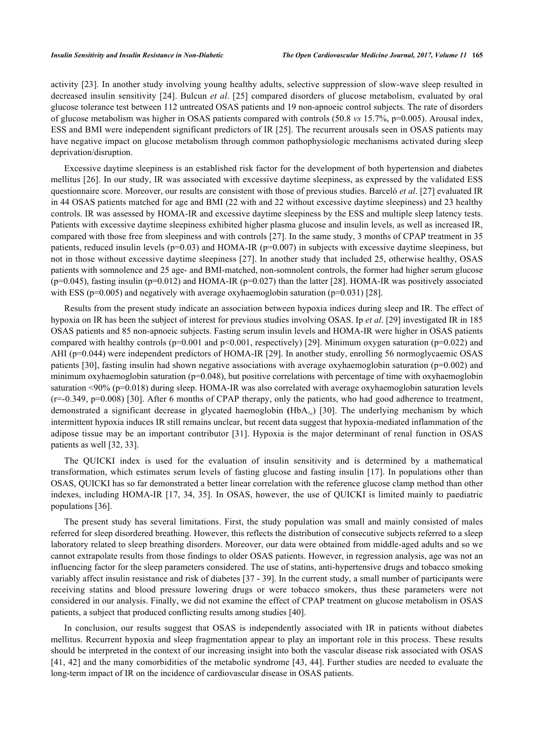activity [23]. In another study involving young healthy adults, selective suppression of slow-wave sleep resulted in decreased insulin sensitivity [24]. Bulcun *et al*. [25] compared disorders of glucose metabolism, evaluated by oral glucose tolerance test between 112 untreated OSAS patients and 19 non-apnoeic control subjects. The rate of disorders of glucose metabolism was higher in OSAS patients compared with controls (50.8 *vs* 15.7%, p=0.005). Arousal index, ESS and BMI were independent significant predictors of IR [25]. The recurrent arousals seen in OSAS patients may have negative impact on glucose metabolism through common pathophysiologic mechanisms activated during sleep deprivation/disruption.

Excessive daytime sleepiness is an established risk factor for the development of both hypertension and diabetes mellitus [26]. In our study, IR was associated with excessive daytime sleepiness, as expressed by the validated ESS questionnaire score. Moreover, our results are consistent with those of previous studies. Barceló *et al*. [27] evaluated IR in 44 OSAS patients matched for age and BMI (22 with and 22 without excessive daytime sleepiness) and 23 healthy controls. IR was assessed by HOMA-IR and excessive daytime sleepiness by the ESS and multiple sleep latency tests. Patients with excessive daytime sleepiness exhibited higher plasma glucose and insulin levels, as well as increased IR, compared with those free from sleepiness and with controls [27]. In the same study, 3 months of CPAP treatment in 35 patients, reduced insulin levels (p=0.03) and HOMA-IR (p=0.007) in subjects with excessive daytime sleepiness, but not in those without excessive daytime sleepiness [27]. In another study that included 25, otherwise healthy, OSAS patients with somnolence and 25 age- and BMI-matched, non-somnolent controls, the former had higher serum glucose (p=0.045), fasting insulin (p=0.012) and HOMA-IR (p=0.027) than the latter [28]. HOMA-IR was positively associated with ESS (p=0.005) and negatively with average oxyhaemoglobin saturation (p=0.031) [28].

Results from the present study indicate an association between hypoxia indices during sleep and IR. The effect of hypoxia on IR has been the subject of interest for previous studies involving OSAS. Ip *et al*. [29] investigated IR in 185 OSAS patients and 85 non-apnoeic subjects. Fasting serum insulin levels and HOMA-IR were higher in OSAS patients compared with healthy controls (p=0.001 and p<0.001, respectively) [29]. Minimum oxygen saturation (p=0.022) and AHI (p=0.044) were independent predictors of HOMA-IR [29]. In another study, enrolling 56 normoglycaemic OSAS patients [30], fasting insulin had shown negative associations with average oxyhaemoglobin saturation (p=0.002) and minimum oxyhaemoglobin saturation (p=0.048), but positive correlations with percentage of time with oxyhaemoglobin saturation <90% (p=0.018) during sleep. HOMA-IR was also correlated with average oxyhaemoglobin saturation levels (r=-0.349, p=0.008) [30]. After 6 months of CPAP therapy, only the patients, who had good adherence to treatment, demonstrated a significant decrease in glycated haemoglobin **(**$HbA_{1c}$**)** [30]. The underlying mechanism by which intermittent hypoxia induces IR still remains unclear, but recent data suggest that hypoxia-mediated inflammation of the adipose tissue may be an important contributor [31]. Hypoxia is the major determinant of renal function in OSAS patients as well [32, 33].

The QUICKI index is used for the evaluation of insulin sensitivity and is determined by a mathematical transformation, which estimates serum levels of fasting glucose and fasting insulin [17]. In populations other than OSAS, QUICKI has so far demonstrated a better linear correlation with the reference glucose clamp method than other indexes, including HOMA-IR [17, 34, 35]. In OSAS, however, the use of QUICKI is limited mainly to paediatric populations [36].

The present study has several limitations. First, the study population was small and mainly consisted of males referred for sleep disordered breathing. However, this reflects the distribution of consecutive subjects referred to a sleep laboratory related to sleep breathing disorders. Moreover, our data were obtained from middle-aged adults and so we cannot extrapolate results from those findings to older OSAS patients. However, in regression analysis, age was not an influencing factor for the sleep parameters considered. The use of statins, anti-hypertensive drugs and tobacco smoking variably affect insulin resistance and risk of diabetes [37 - 39]. In the current study, a small number of participants were receiving statins and blood pressure lowering drugs or were tobacco smokers, thus these parameters were not considered in our analysis. Finally, we did not examine the effect of CPAP treatment on glucose metabolism in OSAS patients, a subject that produced conflicting results among studies [40].

In conclusion, our results suggest that OSAS is independently associated with IR in patients without diabetes mellitus. Recurrent hypoxia and sleep fragmentation appear to play an important role in this process. These results should be interpreted in the context of our increasing insight into both the vascular disease risk associated with OSAS [41, 42] and the many comorbidities of the metabolic syndrome [43, 44]. Further studies are needed to evaluate the long-term impact of IR on the incidence of cardiovascular disease in OSAS patients.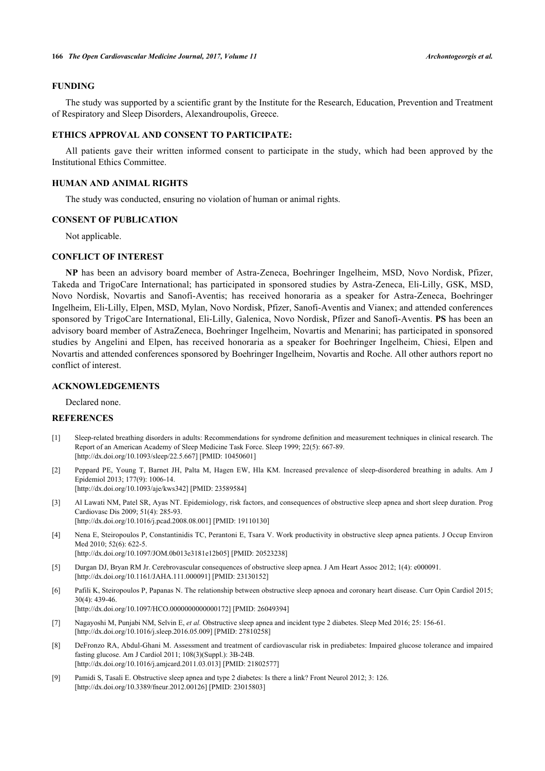## FUNDING

The study was supported by a scientific grant by the Institute for the Research, Education, Prevention and Treatment of Respiratory and Sleep Disorders, Alexandroupolis, Greece.

## ETHICS APPROVAL AND CONSENT TO PARTICIPATE:

All patients gave their written informed consent to participate in the study, which had been approved by the Institutional Ethics Committee.

## HUMAN AND ANIMAL RIGHTS

The study was conducted, ensuring no violation of human or animal rights.

## CONSENT OF PUBLICATION

Not applicable.

## CONFLICT OF INTEREST

**NP** has been an advisory board member of Astra-Zeneca, Boehringer Ingelheim, MSD, Novo Nordisk, Pfizer, Takeda and TrigoCare International; has participated in sponsored studies by Astra-Zeneca, Eli-Lilly, GSK, MSD, Novo Nordisk, Novartis and Sanofi-Aventis; has received honoraria as a speaker for Astra-Zeneca, Boehringer Ingelheim, Eli-Lilly, Elpen, MSD, Mylan, Novo Nordisk, Pfizer, Sanofi-Aventis and Vianex; and attended conferences sponsored by TrigoCare International, Eli-Lilly, Galenica, Novo Nordisk, Pfizer and Sanofi-Aventis. **PS** has been an advisory board member of AstraZeneca, Boehringer Ingelheim, Novartis and Menarini; has participated in sponsored studies by Angelini and Elpen, has received honoraria as a speaker for Boehringer Ingelheim, Chiesi, Elpen and Novartis and attended conferences sponsored by Boehringer Ingelheim, Novartis and Roche. All other authors report no conflict of interest.

## ACKNOWLEDGEMENTS

Declared none.

## REFERENCES

[1] Sleep-related breathing disorders in adults: Recommendations for syndrome definition and measurement techniques in clinical research. The Report of an American Academy of Sleep Medicine Task Force. Sleep 1999; 22(5): 667-89. [http://dx.doi.org/10.1093/sleep/22.5.667] [PMID: 10450601]

[2] Peppard PE, Young T, Barnet JH, Palta M, Hagen EW, Hla KM. Increased prevalence of sleep-disordered breathing in adults. Am J Epidemiol 2013; 177(9): 1006-14. [http://dx.doi.org/10.1093/aje/kws342] [PMID: 23589584]

[3] Al Lawati NM, Patel SR, Ayas NT. Epidemiology, risk factors, and consequences of obstructive sleep apnea and short sleep duration. Prog Cardiovasc Dis 2009; 51(4): 285-93. [http://dx.doi.org/10.1016/j.pcad.2008.08.001] [PMID: 19110130]

[4] Nena E, Steiropoulos P, Constantinidis TC, Perantoni E, Tsara V. Work productivity in obstructive sleep apnea patients. J Occup Environ Med 2010; 52(6): 622-5. [http://dx.doi.org/10.1097/JOM.0b013e3181e12b05] [PMID: 20523238]

[5] Durgan DJ, Bryan RM Jr. Cerebrovascular consequences of obstructive sleep apnea. J Am Heart Assoc 2012; 1(4): e000091. [http://dx.doi.org/10.1161/JAHA.111.000091] [PMID: 23130152]

[6] Pafili K, Steiropoulos P, Papanas N. The relationship between obstructive sleep apnoea and coronary heart disease. Curr Opin Cardiol 2015; 30(4): 439-46. [http://dx.doi.org/10.1097/HCO.0000000000000172] [PMID: 26049394]

[7] Nagayoshi M, Punjabi NM, Selvin E, *et al.* Obstructive sleep apnea and incident type 2 diabetes. Sleep Med 2016; 25: 156-61. [http://dx.doi.org/10.1016/j.sleep.2016.05.009] [PMID: 27810258]

[8] DeFronzo RA, Abdul-Ghani M. Assessment and treatment of cardiovascular risk in prediabetes: Impaired glucose tolerance and impaired fasting glucose. Am J Cardiol 2011; 108(3)(Suppl.): 3B-24B. [http://dx.doi.org/10.1016/j.amjcard.2011.03.013] [PMID: 21802577]

[9] Pamidi S, Tasali E. Obstructive sleep apnea and type 2 diabetes: Is there a link? Front Neurol 2012; 3: 126. [http://dx.doi.org/10.3389/fneur.2012.00126] [PMID: 23015803]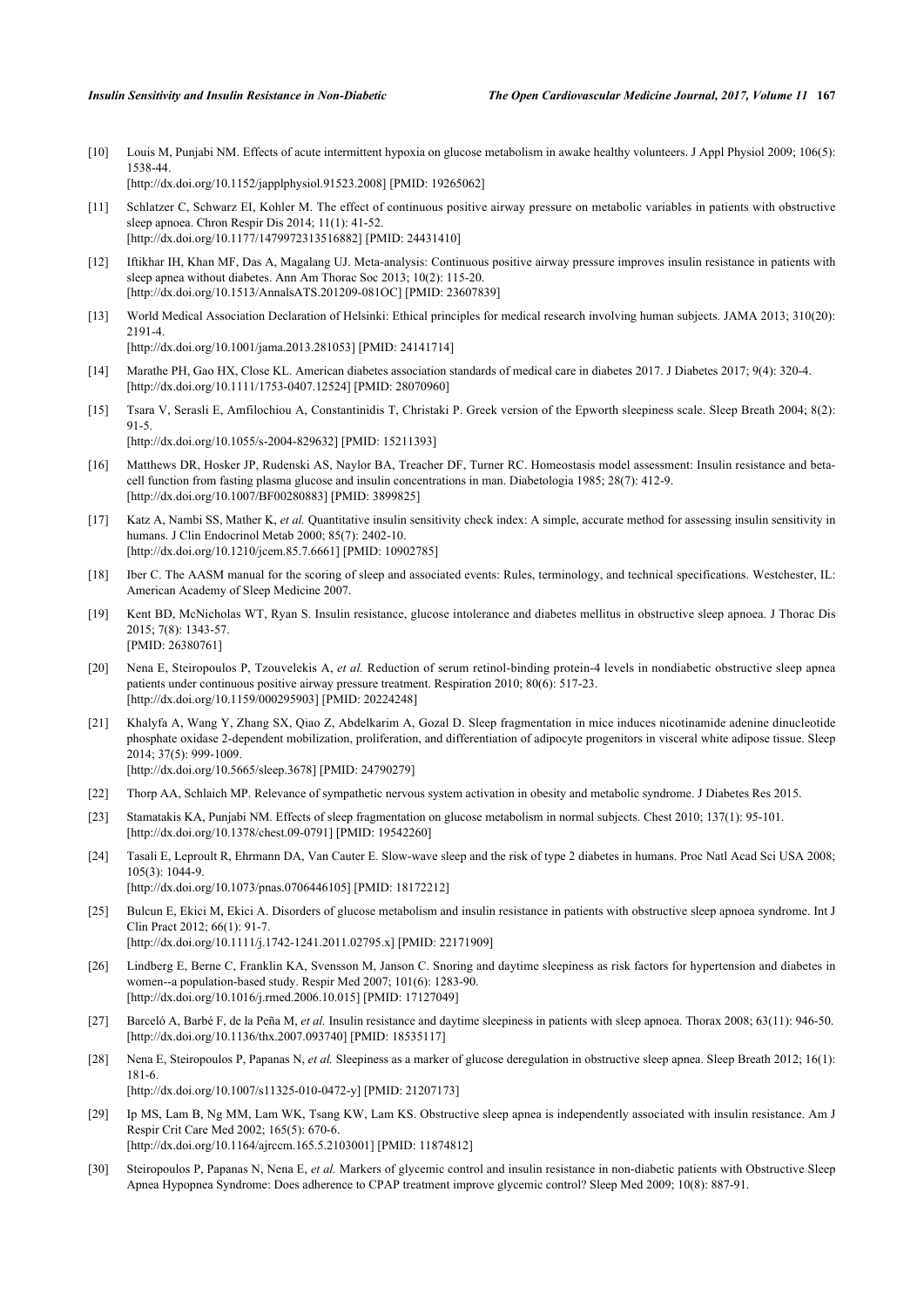[10] Louis M, Punjabi NM. Effects of acute intermittent hypoxia on glucose metabolism in awake healthy volunteers. J Appl Physiol 2009; 106(5): 1538-44.
[http://dx.doi.org/10.1152/japplphysiol.91523.2008] [PMID: 19265062]

[11] Schlatzer C, Schwarz EI, Kohler M. The effect of continuous positive airway pressure on metabolic variables in patients with obstructive sleep apnoea. Chron Respir Dis 2014; 11(1): 41-52.
[http://dx.doi.org/10.1177/1479972313516882] [PMID: 24431410]

[12] Iftikhar IH, Khan MF, Das A, Magalang UJ. Meta-analysis: Continuous positive airway pressure improves insulin resistance in patients with sleep apnea without diabetes. Ann Am Thorac Soc 2013; 10(2): 115-20.
[http://dx.doi.org/10.1513/AnnalsATS.201209-081OC] [PMID: 23607839]

[13] World Medical Association Declaration of Helsinki: Ethical principles for medical research involving human subjects. JAMA 2013; 310(20): 2191-4.
[http://dx.doi.org/10.1001/jama.2013.281053] [PMID: 24141714]

[14] Marathe PH, Gao HX, Close KL. American diabetes association standards of medical care in diabetes 2017. J Diabetes 2017; 9(4): 320-4.
[http://dx.doi.org/10.1111/1753-0407.12524] [PMID: 28070960]

[15] Tsara V, Serasli E, Amfilochiou A, Constantinidis T, Christaki P. Greek version of the Epworth sleepiness scale. Sleep Breath 2004; 8(2): 91-5.
[http://dx.doi.org/10.1055/s-2004-829632] [PMID: 15211393]

[16] Matthews DR, Hosker JP, Rudenski AS, Naylor BA, Treacher DF, Turner RC. Homeostasis model assessment: Insulin resistance and beta-cell function from fasting plasma glucose and insulin concentrations in man. Diabetologia 1985; 28(7): 412-9.
[http://dx.doi.org/10.1007/BF00280883] [PMID: 3899825]

[17] Katz A, Nambi SS, Mather K, *et al.* Quantitative insulin sensitivity check index: A simple, accurate method for assessing insulin sensitivity in humans. J Clin Endocrinol Metab 2000; 85(7): 2402-10.
[http://dx.doi.org/10.1210/jcem.85.7.6661] [PMID: 10902785]

[18] Iber C. The AASM manual for the scoring of sleep and associated events: Rules, terminology, and technical specifications. Westchester, IL: American Academy of Sleep Medicine 2007.

[19] Kent BD, McNicholas WT, Ryan S. Insulin resistance, glucose intolerance and diabetes mellitus in obstructive sleep apnoea. J Thorac Dis 2015; 7(8): 1343-57.
[PMID: 26380761]

[20] Nena E, Steiropoulos P, Tzouvelekis A, *et al.* Reduction of serum retinol-binding protein-4 levels in nondiabetic obstructive sleep apnea patients under continuous positive airway pressure treatment. Respiration 2010; 80(6): 517-23.
[http://dx.doi.org/10.1159/000295903] [PMID: 20224248]

[21] Khalyfa A, Wang Y, Zhang SX, Qiao Z, Abdelkarim A, Gozal D. Sleep fragmentation in mice induces nicotinamide adenine dinucleotide phosphate oxidase 2-dependent mobilization, proliferation, and differentiation of adipocyte progenitors in visceral white adipose tissue. Sleep 2014; 37(5): 999-1009.
[http://dx.doi.org/10.5665/sleep.3678] [PMID: 24790279]

[22] Thorp AA, Schlaich MP. Relevance of sympathetic nervous system activation in obesity and metabolic syndrome. J Diabetes Res 2015.

[23] Stamatakis KA, Punjabi NM. Effects of sleep fragmentation on glucose metabolism in normal subjects. Chest 2010; 137(1): 95-101.
[http://dx.doi.org/10.1378/chest.09-0791] [PMID: 19542260]

[24] Tasali E, Leproult R, Ehrmann DA, Van Cauter E. Slow-wave sleep and the risk of type 2 diabetes in humans. Proc Natl Acad Sci USA 2008; 105(3): 1044-9.
[http://dx.doi.org/10.1073/pnas.0706446105] [PMID: 18172212]

[25] Bulcun E, Ekici M, Ekici A. Disorders of glucose metabolism and insulin resistance in patients with obstructive sleep apnoea syndrome. Int J Clin Pract 2012; 66(1): 91-7.
[http://dx.doi.org/10.1111/j.1742-1241.2011.02795.x] [PMID: 22171909]

[26] Lindberg E, Berne C, Franklin KA, Svensson M, Janson C. Snoring and daytime sleepiness as risk factors for hypertension and diabetes in women--a population-based study. Respir Med 2007; 101(6): 1283-90.
[http://dx.doi.org/10.1016/j.rmed.2006.10.015] [PMID: 17127049]

[27] Barceló A, Barbé F, de la Peña M, *et al.* Insulin resistance and daytime sleepiness in patients with sleep apnoea. Thorax 2008; 63(11): 946-50.
[http://dx.doi.org/10.1136/thx.2007.093740] [PMID: 18535117]

[28] Nena E, Steiropoulos P, Papanas N, *et al.* Sleepiness as a marker of glucose deregulation in obstructive sleep apnea. Sleep Breath 2012; 16(1): 181-6.
[http://dx.doi.org/10.1007/s11325-010-0472-y] [PMID: 21207173]

[29] Ip MS, Lam B, Ng MM, Lam WK, Tsang KW, Lam KS. Obstructive sleep apnea is independently associated with insulin resistance. Am J Respir Crit Care Med 2002; 165(5): 670-6.
[http://dx.doi.org/10.1164/ajrccm.165.5.2103001] [PMID: 11874812]

[30] Steiropoulos P, Papanas N, Nena E, *et al.* Markers of glycemic control and insulin resistance in non-diabetic patients with Obstructive Sleep Apnea Hypopnea Syndrome: Does adherence to CPAP treatment improve glycemic control? Sleep Med 2009; 10(8): 887-91.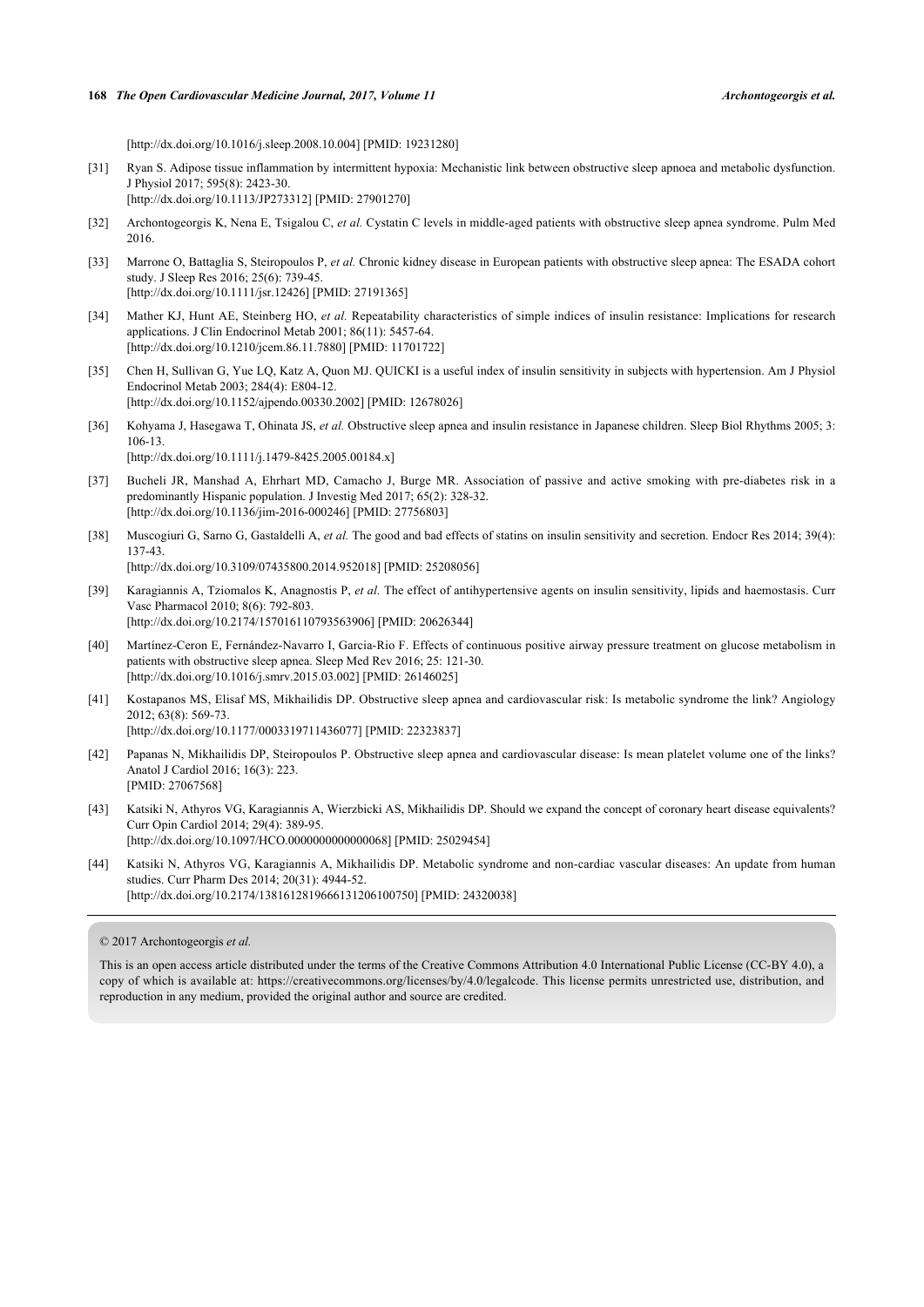[http://dx.doi.org/10.1016/j.sleep.2008.10.004] [PMID: 19231280]

[31] Ryan S. Adipose tissue inflammation by intermittent hypoxia: Mechanistic link between obstructive sleep apnoea and metabolic dysfunction. J Physiol 2017; 595(8): 2423-30.
[http://dx.doi.org/10.1113/JP273312] [PMID: 27901270]

[32] Archontogeorgis K, Nena E, Tsigalou C, *et al.* Cystatin C levels in middle-aged patients with obstructive sleep apnea syndrome. Pulm Med 2016.

[33] Marrone O, Battaglia S, Steiropoulos P, *et al.* Chronic kidney disease in European patients with obstructive sleep apnea: The ESADA cohort study. J Sleep Res 2016; 25(6): 739-45.
[http://dx.doi.org/10.1111/jsr.12426] [PMID: 27191365]

[34] Mather KJ, Hunt AE, Steinberg HO, *et al.* Repeatability characteristics of simple indices of insulin resistance: Implications for research applications. J Clin Endocrinol Metab 2001; 86(11): 5457-64.
[http://dx.doi.org/10.1210/jcem.86.11.7880] [PMID: 11701722]

[35] Chen H, Sullivan G, Yue LQ, Katz A, Quon MJ. QUICKI is a useful index of insulin sensitivity in subjects with hypertension. Am J Physiol Endocrinol Metab 2003; 284(4): E804-12.
[http://dx.doi.org/10.1152/ajpendo.00330.2002] [PMID: 12678026]

[36] Kohyama J, Hasegawa T, Ohinata JS, *et al.* Obstructive sleep apnea and insulin resistance in Japanese children. Sleep Biol Rhythms 2005; 3: 106-13.
[http://dx.doi.org/10.1111/j.1479-8425.2005.00184.x]

[37] Bucheli JR, Manshad A, Ehrhart MD, Camacho J, Burge MR. Association of passive and active smoking with pre-diabetes risk in a predominantly Hispanic population. J Investig Med 2017; 65(2): 328-32.
[http://dx.doi.org/10.1136/jim-2016-000246] [PMID: 27756803]

[38] Muscogiuri G, Sarno G, Gastaldelli A, *et al.* The good and bad effects of statins on insulin sensitivity and secretion. Endocr Res 2014; 39(4): 137-43.
[http://dx.doi.org/10.3109/07435800.2014.952018] [PMID: 25208056]

[39] Karagiannis A, Tziomalos K, Anagnostis P, *et al.* The effect of antihypertensive agents on insulin sensitivity, lipids and haemostasis. Curr Vasc Pharmacol 2010; 8(6): 792-803.
[http://dx.doi.org/10.2174/157016110793563906] [PMID: 20626344]

[40] Martínez-Ceron E, Fernández-Navarro I, Garcia-Rio F. Effects of continuous positive airway pressure treatment on glucose metabolism in patients with obstructive sleep apnea. Sleep Med Rev 2016; 25: 121-30.
[http://dx.doi.org/10.1016/j.smrv.2015.03.002] [PMID: 26146025]

[41] Kostapanos MS, Elisaf MS, Mikhailidis DP. Obstructive sleep apnea and cardiovascular risk: Is metabolic syndrome the link? Angiology 2012; 63(8): 569-73.
[http://dx.doi.org/10.1177/0003319711436077] [PMID: 22323837]

[42] Papanas N, Mikhailidis DP, Steiropoulos P. Obstructive sleep apnea and cardiovascular disease: Is mean platelet volume one of the links? Anatol J Cardiol 2016; 16(3): 223.
[PMID: 27067568]

[43] Katsiki N, Athyros VG, Karagiannis A, Wierzbicki AS, Mikhailidis DP. Should we expand the concept of coronary heart disease equivalents? Curr Opin Cardiol 2014; 29(4): 389-95.
[http://dx.doi.org/10.1097/HCO.0000000000000068] [PMID: 25029454]

[44] Katsiki N, Athyros VG, Karagiannis A, Mikhailidis DP. Metabolic syndrome and non-cardiac vascular diseases: An update from human studies. Curr Pharm Des 2014; 20(31): 4944-52.
[http://dx.doi.org/10.2174/1381612819666131206100750] [PMID: 24320038]

© 2017 Archontogeorgis *et al.*

This is an open access article distributed under the terms of the Creative Commons Attribution 4.0 International Public License (CC-BY 4.0), a copy of which is available at: https://creativecommons.org/licenses/by/4.0/legalcode. This license permits unrestricted use, distribution, and reproduction in any medium, provided the original author and source are credited.